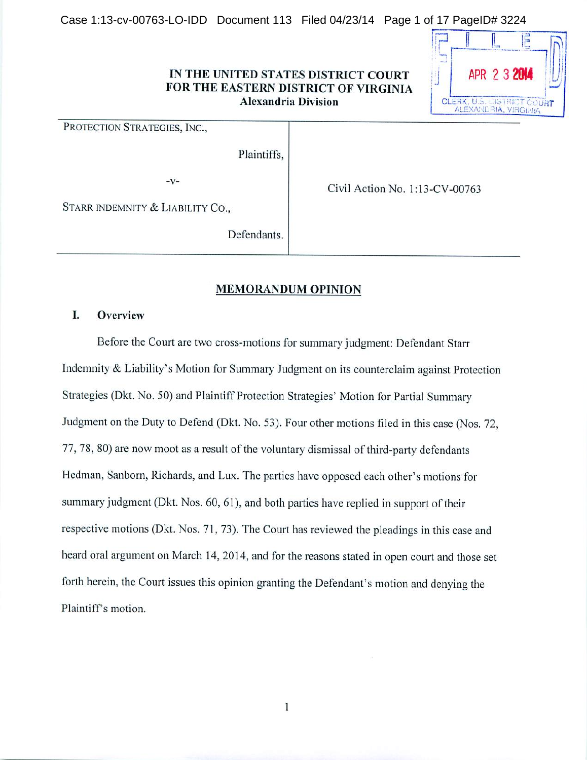IN THE UNITED STATES DISTRICT COURT
FOR THE EASTERN DISTRICT OF VIRGINIA
Alexandria Division

FILED
APR 23 2014
CLERK, U.S. DISTRICT COURT
ALEXANDRIA, VIRGINIA

| | |
|---|---|
| PROTECTION STRATEGIES, INC., Plaintiffs, -v- STARR INDEMNITY & LIABILITY CO., Defendants. | Civil Action No. 1:13-CV-00763 |

## MEMORANDUM OPINION

### I. Overview

Before the Court are two cross-motions for summary judgment: Defendant Starr Indemnity & Liability's Motion for Summary Judgment on its counterclaim against Protection Strategies (Dkt. No. 50) and Plaintiff Protection Strategies' Motion for Partial Summary Judgment on the Duty to Defend (Dkt. No. 53). Four other motions filed in this case (Nos. 72, 77, 78, 80) are now moot as a result of the voluntary dismissal of third-party defendants Hedman, Sanborn, Richards, and Lux. The parties have opposed each other's motions for summary judgment (Dkt. Nos. 60, 61), and both parties have replied in support of their respective motions (Dkt. Nos. 71, 73). The Court has reviewed the pleadings in this case and heard oral argument on March 14, 2014, and for the reasons stated in open court and those set forth herein, the Court issues this opinion granting the Defendant's motion and denying the Plaintiff's motion.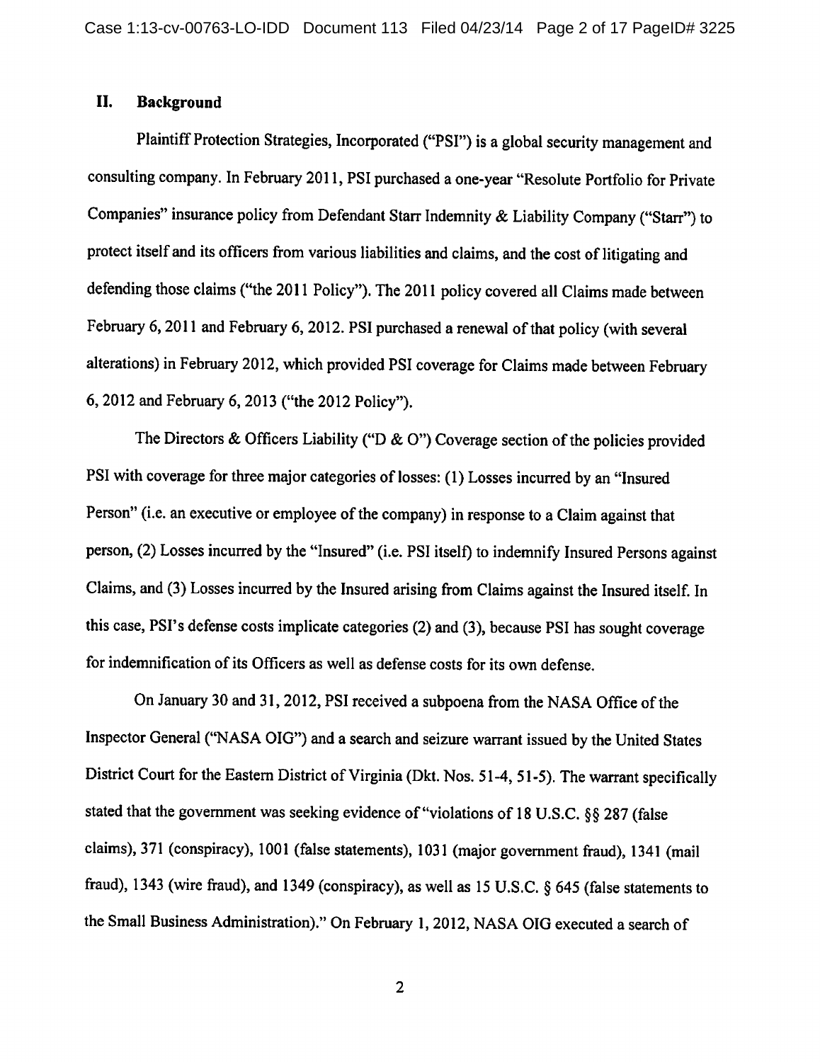## II. Background

Plaintiff Protection Strategies, Incorporated ("PSI") is a global security management and consulting company. In February 2011, PSI purchased a one-year "Resolute Portfolio for Private Companies" insurance policy from Defendant Starr Indemnity & Liability Company ("Starr") to protect itself and its officers from various liabilities and claims, and the cost of litigating and defending those claims ("the 2011 Policy"). The 2011 policy covered all Claims made between February 6, 2011 and February 6, 2012. PSI purchased a renewal of that policy (with several alterations) in February 2012, which provided PSI coverage for Claims made between February 6, 2012 and February 6, 2013 ("the 2012 Policy").

The Directors & Officers Liability ("D & O") Coverage section of the policies provided PSI with coverage for three major categories of losses: (1) Losses incurred by an "Insured Person" (i.e. an executive or employee of the company) in response to a Claim against that person, (2) Losses incurred by the "Insured" (i.e. PSI itself) to indemnify Insured Persons against Claims, and (3) Losses incurred by the Insured arising from Claims against the Insured itself. In this case, PSI's defense costs implicate categories (2) and (3), because PSI has sought coverage for indemnification of its Officers as well as defense costs for its own defense.

On January 30 and 31, 2012, PSI received a subpoena from the NASA Office of the Inspector General ("NASA OIG") and a search and seizure warrant issued by the United States District Court for the Eastern District of Virginia (Dkt. Nos. 51-4, 51-5). The warrant specifically stated that the government was seeking evidence of "violations of 18 U.S.C. §§ 287 (false claims), 371 (conspiracy), 1001 (false statements), 1031 (major government fraud), 1341 (mail fraud), 1343 (wire fraud), and 1349 (conspiracy), as well as 15 U.S.C. § 645 (false statements to the Small Business Administration)." On February 1, 2012, NASA OIG executed a search of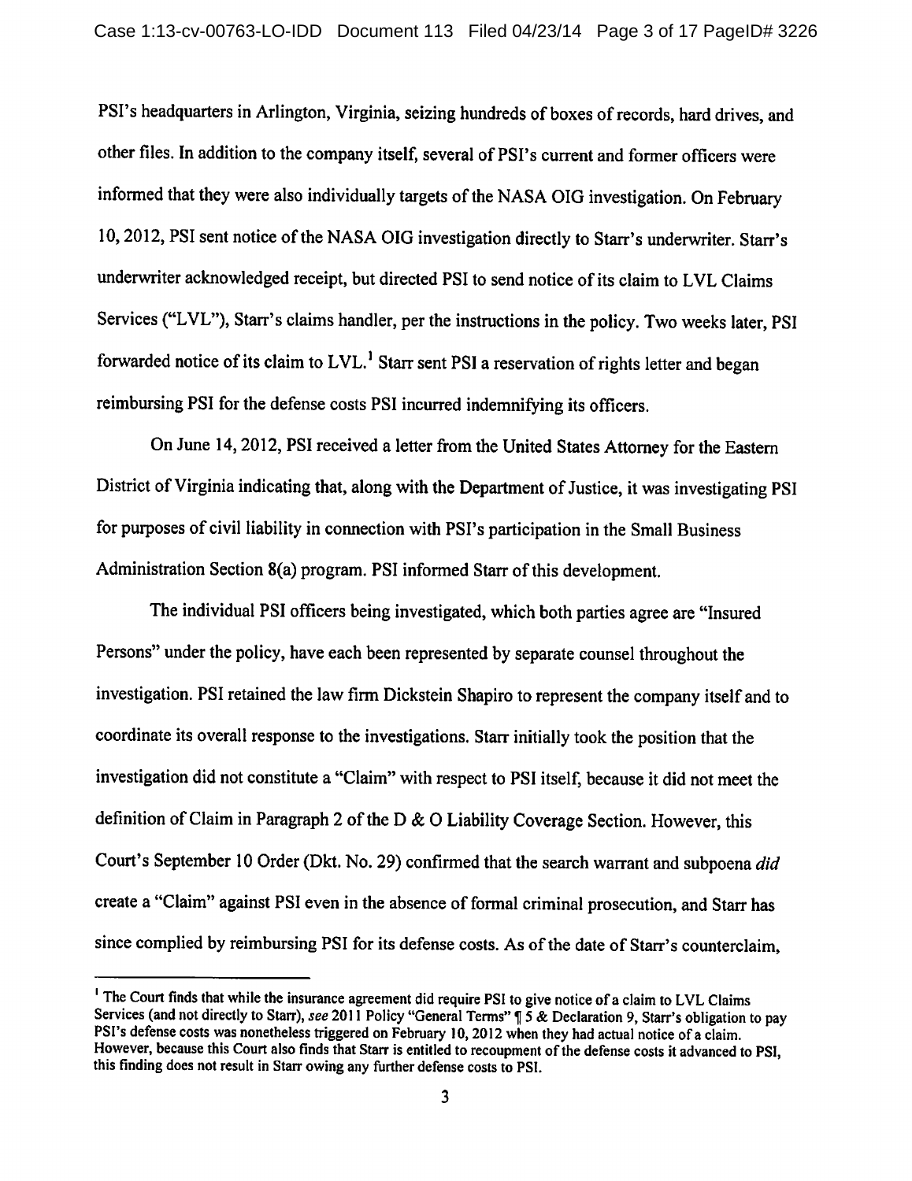PSI's headquarters in Arlington, Virginia, seizing hundreds of boxes of records, hard drives, and other files. In addition to the company itself, several of PSI's current and former officers were informed that they were also individually targets of the NASA OIG investigation. On February 10, 2012, PSI sent notice of the NASA OIG investigation directly to Starr's underwriter. Starr's underwriter acknowledged receipt, but directed PSI to send notice of its claim to LVL Claims Services ("LVL"), Starr's claims handler, per the instructions in the policy. Two weeks later, PSI forwarded notice of its claim to LVL.[1] Starr sent PSI a reservation of rights letter and began reimbursing PSI for the defense costs PSI incurred indemnifying its officers.

On June 14, 2012, PSI received a letter from the United States Attorney for the Eastern District of Virginia indicating that, along with the Department of Justice, it was investigating PSI for purposes of civil liability in connection with PSI's participation in the Small Business Administration Section 8(a) program. PSI informed Starr of this development.

The individual PSI officers being investigated, which both parties agree are "Insured Persons" under the policy, have each been represented by separate counsel throughout the investigation. PSI retained the law firm Dickstein Shapiro to represent the company itself and to coordinate its overall response to the investigations. Starr initially took the position that the investigation did not constitute a "Claim" with respect to PSI itself, because it did not meet the definition of Claim in Paragraph 2 of the D & O Liability Coverage Section. However, this Court's September 10 Order (Dkt. No. 29) confirmed that the search warrant and subpoena *did* create a "Claim" against PSI even in the absence of formal criminal prosecution, and Starr has since complied by reimbursing PSI for its defense costs. As of the date of Starr's counterclaim,

[1] The Court finds that while the insurance agreement did require PSI to give notice of a claim to LVL Claims Services (and not directly to Starr), *see* 2011 Policy "General Terms" ¶ 5 & Declaration 9, Starr's obligation to pay PSI's defense costs was nonetheless triggered on February 10, 2012 when they had actual notice of a claim. However, because this Court also finds that Starr is entitled to recoupment of the defense costs it advanced to PSI, this finding does not result in Starr owing any further defense costs to PSI.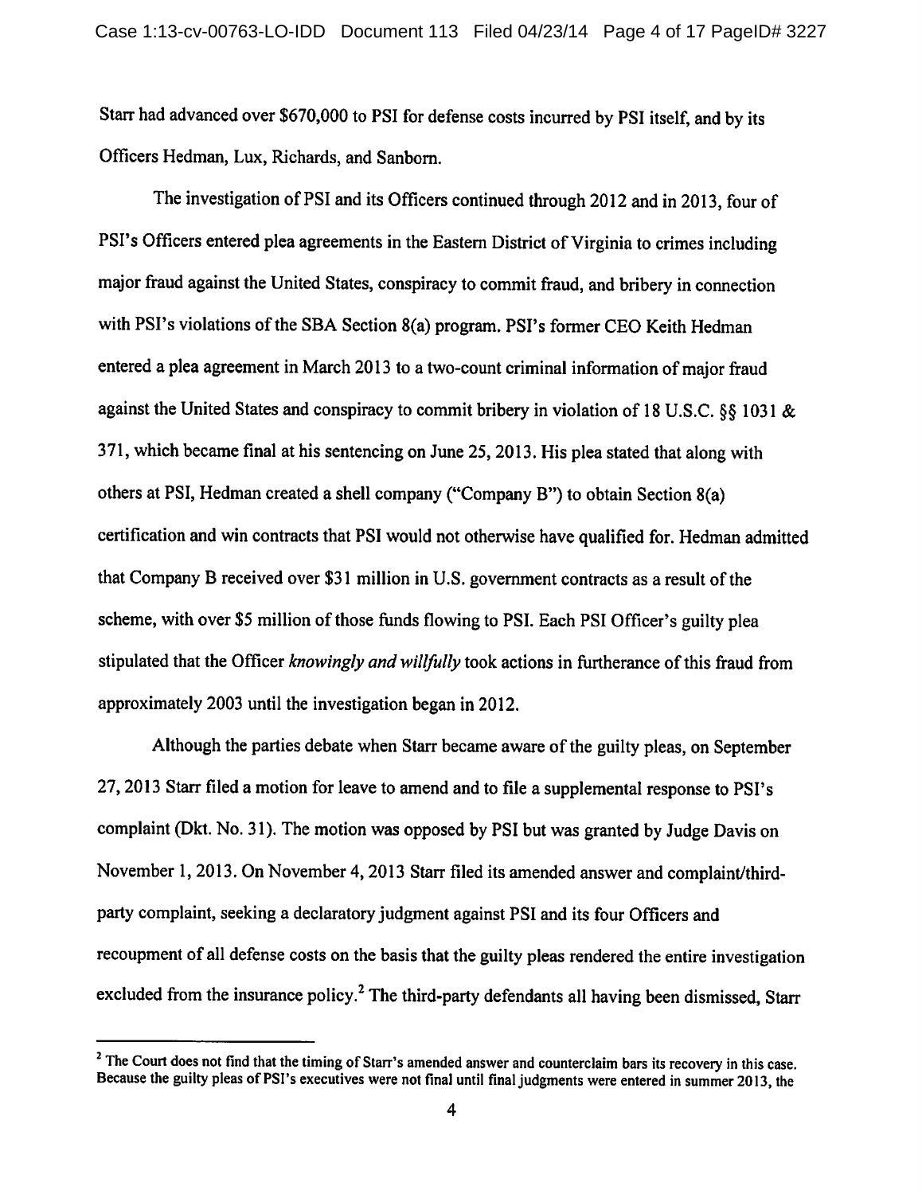Starr had advanced over $670,000 to PSI for defense costs incurred by PSI itself, and by its Officers Hedman, Lux, Richards, and Sanborn.

The investigation of PSI and its Officers continued through 2012 and in 2013, four of PSI's Officers entered plea agreements in the Eastern District of Virginia to crimes including major fraud against the United States, conspiracy to commit fraud, and bribery in connection with PSI's violations of the SBA Section 8(a) program. PSI's former CEO Keith Hedman entered a plea agreement in March 2013 to a two-count criminal information of major fraud against the United States and conspiracy to commit bribery in violation of 18 U.S.C. §§ 1031 & 371, which became final at his sentencing on June 25, 2013. His plea stated that along with others at PSI, Hedman created a shell company ("Company B") to obtain Section 8(a) certification and win contracts that PSI would not otherwise have qualified for. Hedman admitted that Company B received over $31 million in U.S. government contracts as a result of the scheme, with over $5 million of those funds flowing to PSI. Each PSI Officer's guilty plea stipulated that the Officer *knowingly and willfully* took actions in furtherance of this fraud from approximately 2003 until the investigation began in 2012.

Although the parties debate when Starr became aware of the guilty pleas, on September 27, 2013 Starr filed a motion for leave to amend and to file a supplemental response to PSI's complaint (Dkt. No. 31). The motion was opposed by PSI but was granted by Judge Davis on November 1, 2013. On November 4, 2013 Starr filed its amended answer and complaint/third-party complaint, seeking a declaratory judgment against PSI and its four Officers and recoupment of all defense costs on the basis that the guilty pleas rendered the entire investigation excluded from the insurance policy.[2] The third-party defendants all having been dismissed, Starr

---

[2] The Court does not find that the timing of Starr's amended answer and counterclaim bars its recovery in this case. Because the guilty pleas of PSI's executives were not final until final judgments were entered in summer 2013, the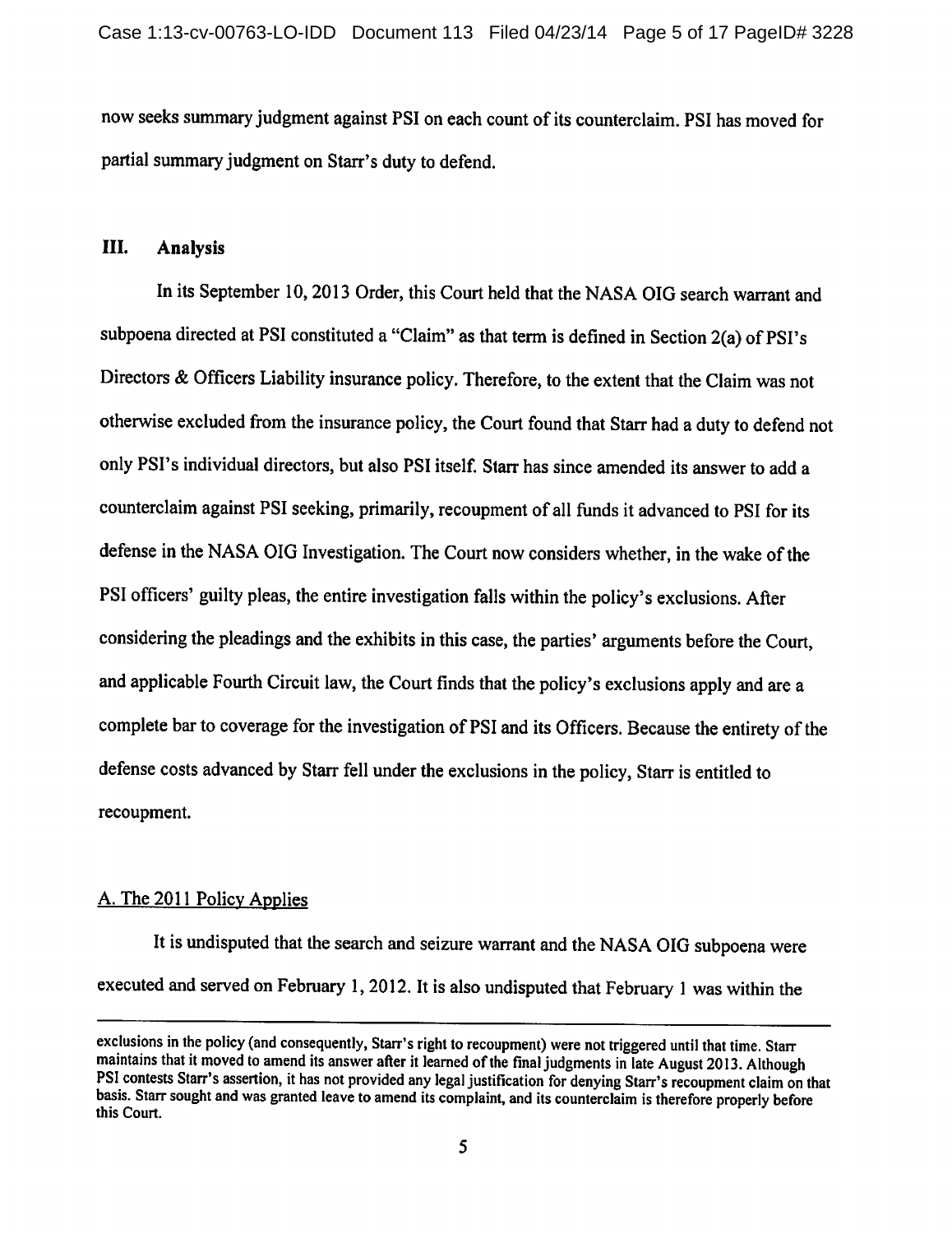now seeks summary judgment against PSI on each count of its counterclaim. PSI has moved for partial summary judgment on Starr's duty to defend.

## III. Analysis

In its September 10, 2013 Order, this Court held that the NASA OIG search warrant and subpoena directed at PSI constituted a "Claim" as that term is defined in Section 2(a) of PSI's Directors & Officers Liability insurance policy. Therefore, to the extent that the Claim was not otherwise excluded from the insurance policy, the Court found that Starr had a duty to defend not only PSI's individual directors, but also PSI itself. Starr has since amended its answer to add a counterclaim against PSI seeking, primarily, recoupment of all funds it advanced to PSI for its defense in the NASA OIG Investigation. The Court now considers whether, in the wake of the PSI officers' guilty pleas, the entire investigation falls within the policy's exclusions. After considering the pleadings and the exhibits in this case, the parties' arguments before the Court, and applicable Fourth Circuit law, the Court finds that the policy's exclusions apply and are a complete bar to coverage for the investigation of PSI and its Officers. Because the entirety of the defense costs advanced by Starr fell under the exclusions in the policy, Starr is entitled to recoupment.

### A. The 2011 Policy Applies

It is undisputed that the search and seizure warrant and the NASA OIG subpoena were executed and served on February 1, 2012. It is also undisputed that February 1 was within the

---

exclusions in the policy (and consequently, Starr's right to recoupment) were not triggered until that time. Starr maintains that it moved to amend its answer after it learned of the final judgments in late August 2013. Although PSI contests Starr's assertion, it has not provided any legal justification for denying Starr's recoupment claim on that basis. Starr sought and was granted leave to amend its complaint, and its counterclaim is therefore properly before this Court.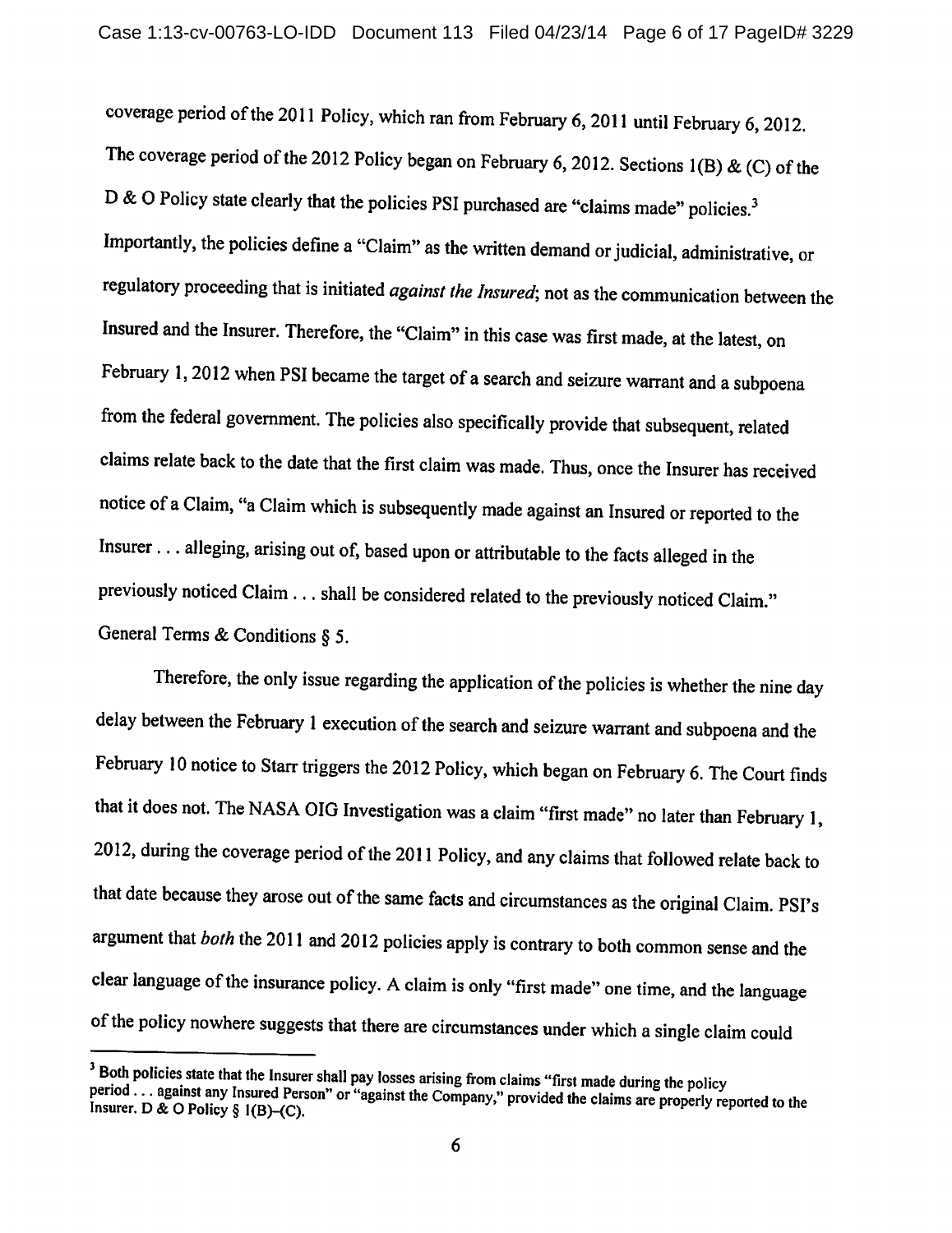coverage period of the 2011 Policy, which ran from February 6, 2011 until February 6, 2012. The coverage period of the 2012 Policy began on February 6, 2012. Sections 1(B) & (C) of the D & O Policy state clearly that the policies PSI purchased are "claims made" policies.[3] Importantly, the policies define a "Claim" as the written demand or judicial, administrative, or regulatory proceeding that is initiated *against the Insured*; not as the communication between the Insured and the Insurer. Therefore, the "Claim" in this case was first made, at the latest, on February 1, 2012 when PSI became the target of a search and seizure warrant and a subpoena from the federal government. The policies also specifically provide that subsequent, related claims relate back to the date that the first claim was made. Thus, once the Insurer has received notice of a Claim, "a Claim which is subsequently made against an Insured or reported to the Insurer . . . alleging, arising out of, based upon or attributable to the facts alleged in the previously noticed Claim . . . shall be considered related to the previously noticed Claim." General Terms & Conditions § 5.

Therefore, the only issue regarding the application of the policies is whether the nine day delay between the February 1 execution of the search and seizure warrant and subpoena and the February 10 notice to Starr triggers the 2012 Policy, which began on February 6. The Court finds that it does not. The NASA OIG Investigation was a claim "first made" no later than February 1, 2012, during the coverage period of the 2011 Policy, and any claims that followed relate back to that date because they arose out of the same facts and circumstances as the original Claim. PSI's argument that *both* the 2011 and 2012 policies apply is contrary to both common sense and the clear language of the insurance policy. A claim is only "first made" one time, and the language of the policy nowhere suggests that there are circumstances under which a single claim could

---

[3] Both policies state that the Insurer shall pay losses arising from claims "first made during the policy period . . . against any Insured Person" or "against the Company," provided the claims are properly reported to the Insurer. D & O Policy § 1(B)–(C).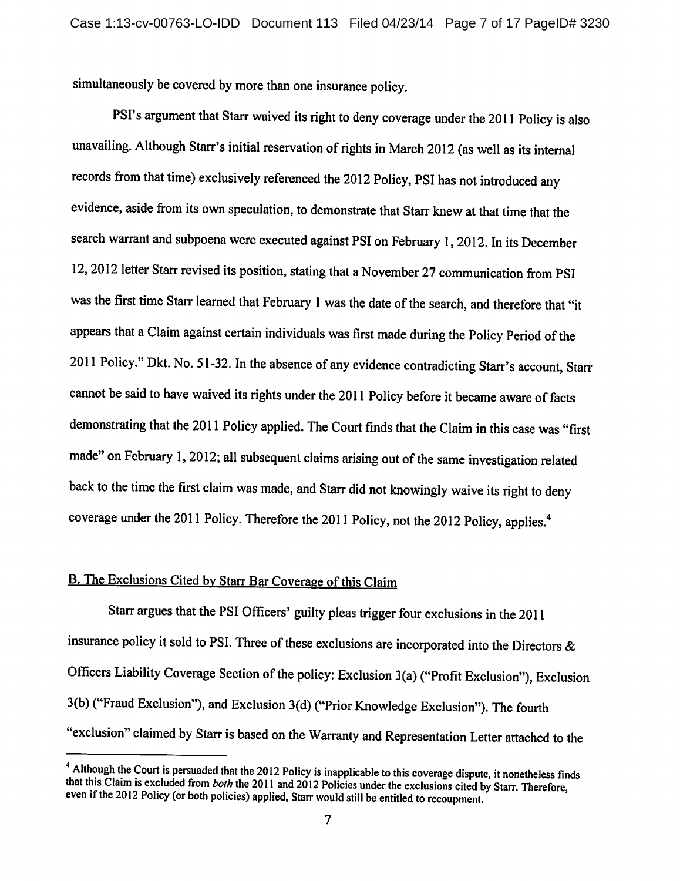simultaneously be covered by more than one insurance policy.

PSI's argument that Starr waived its right to deny coverage under the 2011 Policy is also unavailing. Although Starr's initial reservation of rights in March 2012 (as well as its internal records from that time) exclusively referenced the 2012 Policy, PSI has not introduced any evidence, aside from its own speculation, to demonstrate that Starr knew at that time that the search warrant and subpoena were executed against PSI on February 1, 2012. In its December 12, 2012 letter Starr revised its position, stating that a November 27 communication from PSI was the first time Starr learned that February 1 was the date of the search, and therefore that "it appears that a Claim against certain individuals was first made during the Policy Period of the 2011 Policy." Dkt. No. 51-32. In the absence of any evidence contradicting Starr's account, Starr cannot be said to have waived its rights under the 2011 Policy before it became aware of facts demonstrating that the 2011 Policy applied. The Court finds that the Claim in this case was "first made" on February 1, 2012; all subsequent claims arising out of the same investigation related back to the time the first claim was made, and Starr did not knowingly waive its right to deny coverage under the 2011 Policy. Therefore the 2011 Policy, not the 2012 Policy, applies.[4]

## B. The Exclusions Cited by Starr Bar Coverage of this Claim

Starr argues that the PSI Officers' guilty pleas trigger four exclusions in the 2011 insurance policy it sold to PSI. Three of these exclusions are incorporated into the Directors & Officers Liability Coverage Section of the policy: Exclusion 3(a) ("Profit Exclusion"), Exclusion 3(b) ("Fraud Exclusion"), and Exclusion 3(d) ("Prior Knowledge Exclusion"). The fourth "exclusion" claimed by Starr is based on the Warranty and Representation Letter attached to the

---

[4] Although the Court is persuaded that the 2012 Policy is inapplicable to this coverage dispute, it nonetheless finds that this Claim is excluded from *both* the 2011 and 2012 Policies under the exclusions cited by Starr. Therefore, even if the 2012 Policy (or both policies) applied, Starr would still be entitled to recoupment.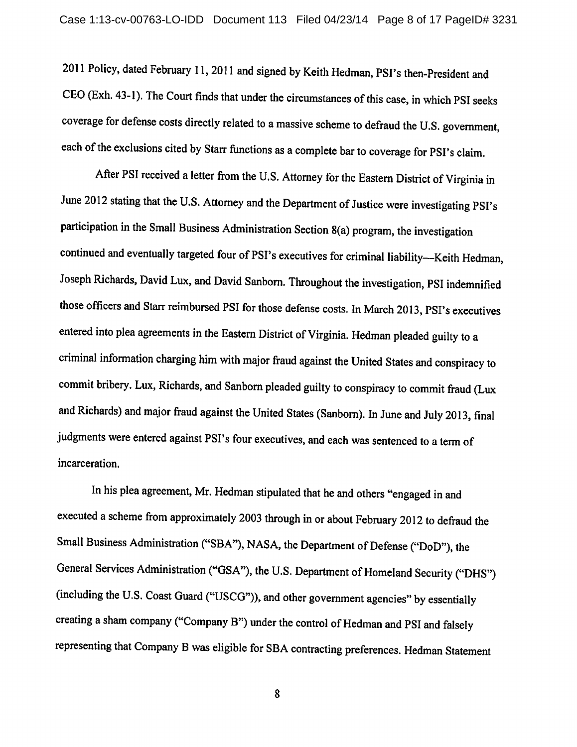2011 Policy, dated February 11, 2011 and signed by Keith Hedman, PSI's then-President and CEO (Exh. 43-1). The Court finds that under the circumstances of this case, in which PSI seeks coverage for defense costs directly related to a massive scheme to defraud the U.S. government, each of the exclusions cited by Starr functions as a complete bar to coverage for PSI's claim.

After PSI received a letter from the U.S. Attorney for the Eastern District of Virginia in June 2012 stating that the U.S. Attorney and the Department of Justice were investigating PSI's participation in the Small Business Administration Section 8(a) program, the investigation continued and eventually targeted four of PSI's executives for criminal liability—Keith Hedman, Joseph Richards, David Lux, and David Sanborn. Throughout the investigation, PSI indemnified those officers and Starr reimbursed PSI for those defense costs. In March 2013, PSI's executives entered into plea agreements in the Eastern District of Virginia. Hedman pleaded guilty to a criminal information charging him with major fraud against the United States and conspiracy to commit bribery. Lux, Richards, and Sanborn pleaded guilty to conspiracy to commit fraud (Lux and Richards) and major fraud against the United States (Sanborn). In June and July 2013, final judgments were entered against PSI's four executives, and each was sentenced to a term of incarceration.

In his plea agreement, Mr. Hedman stipulated that he and others "engaged in and executed a scheme from approximately 2003 through in or about February 2012 to defraud the Small Business Administration ("SBA"), NASA, the Department of Defense ("DoD"), the General Services Administration ("GSA"), the U.S. Department of Homeland Security ("DHS") (including the U.S. Coast Guard ("USCG")), and other government agencies" by essentially creating a sham company ("Company B") under the control of Hedman and PSI and falsely representing that Company B was eligible for SBA contracting preferences. Hedman Statement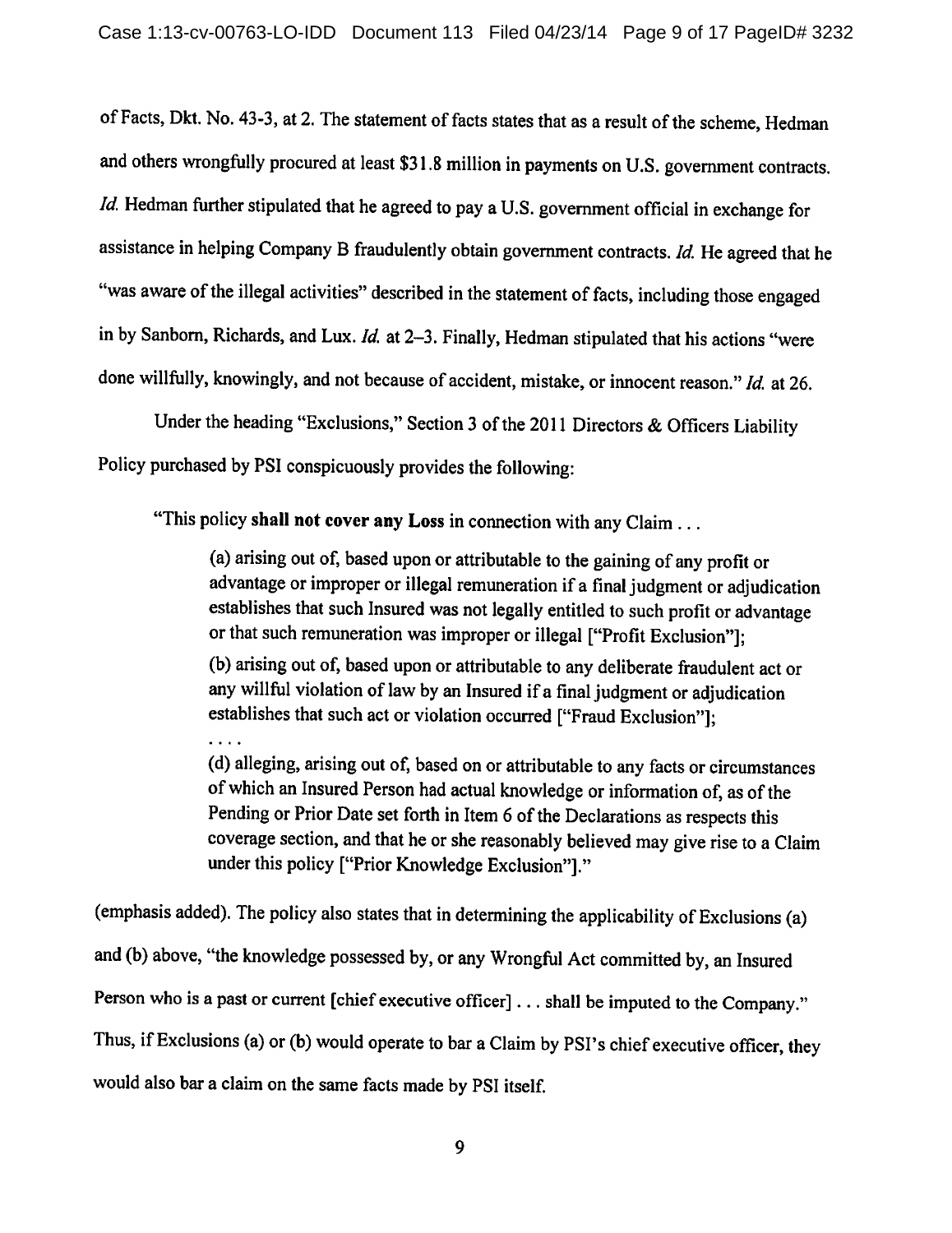of Facts, Dkt. No. 43-3, at 2. The statement of facts states that as a result of the scheme, Hedman and others wrongfully procured at least $31.8 million in payments on U.S. government contracts. *Id.* Hedman further stipulated that he agreed to pay a U.S. government official in exchange for assistance in helping Company B fraudulently obtain government contracts. *Id.* He agreed that he "was aware of the illegal activities" described in the statement of facts, including those engaged in by Sanborn, Richards, and Lux. *Id.* at 2–3. Finally, Hedman stipulated that his actions "were done willfully, knowingly, and not because of accident, mistake, or innocent reason." *Id.* at 26.

Under the heading "Exclusions," Section 3 of the 2011 Directors & Officers Liability Policy purchased by PSI conspicuously provides the following:

> "This policy **shall not cover any Loss** in connection with any Claim . . .
>
> (a) arising out of, based upon or attributable to the gaining of any profit or advantage or improper or illegal remuneration if a final judgment or adjudication establishes that such Insured was not legally entitled to such profit or advantage or that such remuneration was improper or illegal ["Profit Exclusion"];
>
> (b) arising out of, based upon or attributable to any deliberate fraudulent act or any willful violation of law by an Insured if a final judgment or adjudication establishes that such act or violation occurred ["Fraud Exclusion"];
>
> . . . .
>
> (d) alleging, arising out of, based on or attributable to any facts or circumstances of which an Insured Person had actual knowledge or information of, as of the Pending or Prior Date set forth in Item 6 of the Declarations as respects this coverage section, and that he or she reasonably believed may give rise to a Claim under this policy ["Prior Knowledge Exclusion"]."

(emphasis added). The policy also states that in determining the applicability of Exclusions (a) and (b) above, "the knowledge possessed by, or any Wrongful Act committed by, an Insured Person who is a past or current [chief executive officer] . . . shall be imputed to the Company." Thus, if Exclusions (a) or (b) would operate to bar a Claim by PSI's chief executive officer, they would also bar a claim on the same facts made by PSI itself.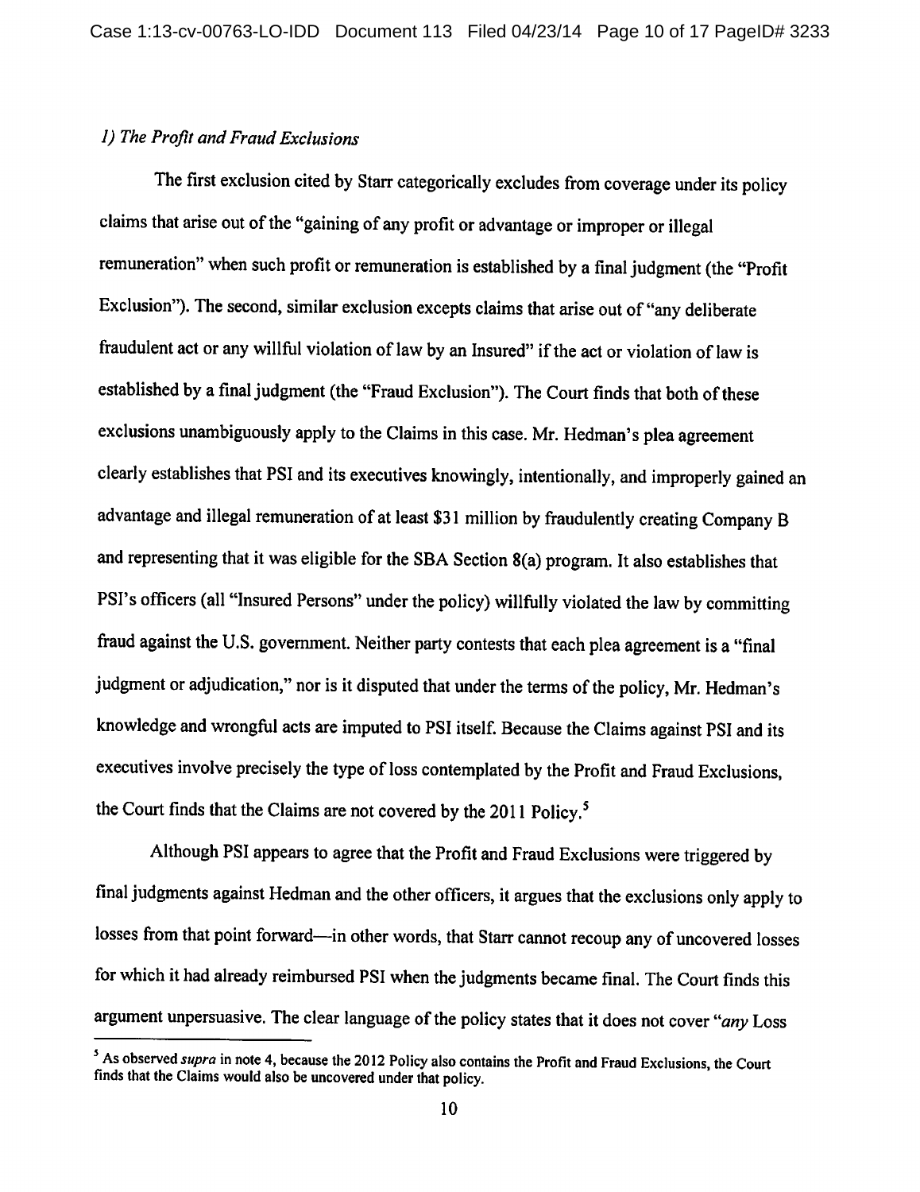*1) The Profit and Fraud Exclusions*

The first exclusion cited by Starr categorically excludes from coverage under its policy claims that arise out of the "gaining of any profit or advantage or improper or illegal remuneration" when such profit or remuneration is established by a final judgment (the "Profit Exclusion"). The second, similar exclusion excepts claims that arise out of "any deliberate fraudulent act or any willful violation of law by an Insured" if the act or violation of law is established by a final judgment (the "Fraud Exclusion"). The Court finds that both of these exclusions unambiguously apply to the Claims in this case. Mr. Hedman's plea agreement clearly establishes that PSI and its executives knowingly, intentionally, and improperly gained an advantage and illegal remuneration of at least $31 million by fraudulently creating Company B and representing that it was eligible for the SBA Section 8(a) program. It also establishes that PSI's officers (all "Insured Persons" under the policy) willfully violated the law by committing fraud against the U.S. government. Neither party contests that each plea agreement is a "final judgment or adjudication," nor is it disputed that under the terms of the policy, Mr. Hedman's knowledge and wrongful acts are imputed to PSI itself. Because the Claims against PSI and its executives involve precisely the type of loss contemplated by the Profit and Fraud Exclusions, the Court finds that the Claims are not covered by the 2011 Policy.[5]

Although PSI appears to agree that the Profit and Fraud Exclusions were triggered by final judgments against Hedman and the other officers, it argues that the exclusions only apply to losses from that point forward—in other words, that Starr cannot recoup any of uncovered losses for which it had already reimbursed PSI when the judgments became final. The Court finds this argument unpersuasive. The clear language of the policy states that it does not cover "*any* Loss

---

[5] As observed *supra* in note 4, because the 2012 Policy also contains the Profit and Fraud Exclusions, the Court finds that the Claims would also be uncovered under that policy.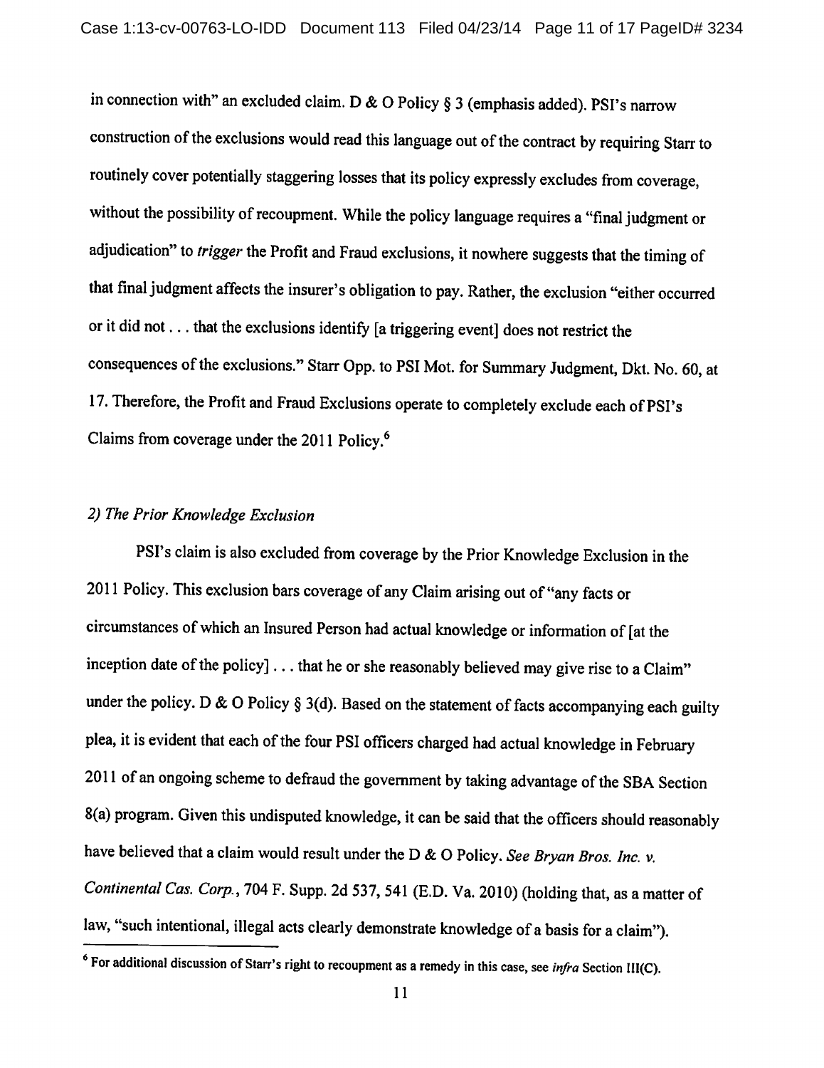in connection with" an excluded claim. D & O Policy § 3 (emphasis added). PSI's narrow construction of the exclusions would read this language out of the contract by requiring Starr to routinely cover potentially staggering losses that its policy expressly excludes from coverage, without the possibility of recoupment. While the policy language requires a "final judgment or adjudication" to *trigger* the Profit and Fraud exclusions, it nowhere suggests that the timing of that final judgment affects the insurer's obligation to pay. Rather, the exclusion "either occurred or it did not . . . that the exclusions identify [a triggering event] does not restrict the consequences of the exclusions." Starr Opp. to PSI Mot. for Summary Judgment, Dkt. No. 60, at 17. Therefore, the Profit and Fraud Exclusions operate to completely exclude each of PSI's Claims from coverage under the 2011 Policy.[6]

*2) The Prior Knowledge Exclusion*

PSI's claim is also excluded from coverage by the Prior Knowledge Exclusion in the 2011 Policy. This exclusion bars coverage of any Claim arising out of "any facts or circumstances of which an Insured Person had actual knowledge or information of [at the inception date of the policy] . . . that he or she reasonably believed may give rise to a Claim" under the policy. D & O Policy § 3(d). Based on the statement of facts accompanying each guilty plea, it is evident that each of the four PSI officers charged had actual knowledge in February 2011 of an ongoing scheme to defraud the government by taking advantage of the SBA Section 8(a) program. Given this undisputed knowledge, it can be said that the officers should reasonably have believed that a claim would result under the D & O Policy. *See Bryan Bros. Inc. v. Continental Cas. Corp.*, 704 F. Supp. 2d 537, 541 (E.D. Va. 2010) (holding that, as a matter of law, "such intentional, illegal acts clearly demonstrate knowledge of a basis for a claim").

[6] For additional discussion of Starr's right to recoupment as a remedy in this case, see *infra* Section III(C).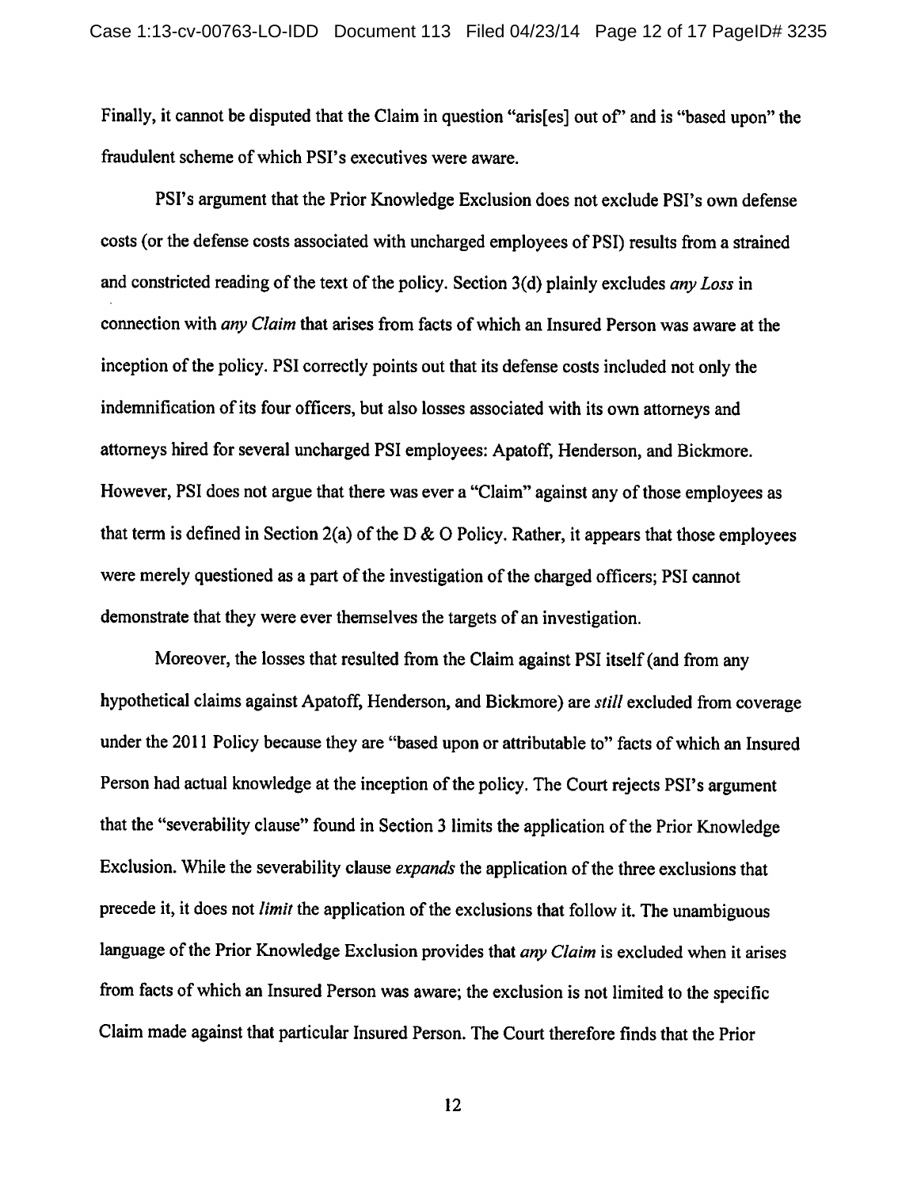Finally, it cannot be disputed that the Claim in question "aris[es] out of" and is "based upon" the fraudulent scheme of which PSI's executives were aware.

PSI's argument that the Prior Knowledge Exclusion does not exclude PSI's own defense costs (or the defense costs associated with uncharged employees of PSI) results from a strained and constricted reading of the text of the policy. Section 3(d) plainly excludes *any Loss* in connection with *any Claim* that arises from facts of which an Insured Person was aware at the inception of the policy. PSI correctly points out that its defense costs included not only the indemnification of its four officers, but also losses associated with its own attorneys and attorneys hired for several uncharged PSI employees: Apatoff, Henderson, and Bickmore. However, PSI does not argue that there was ever a "Claim" against any of those employees as that term is defined in Section 2(a) of the D & O Policy. Rather, it appears that those employees were merely questioned as a part of the investigation of the charged officers; PSI cannot demonstrate that they were ever themselves the targets of an investigation.

Moreover, the losses that resulted from the Claim against PSI itself (and from any hypothetical claims against Apatoff, Henderson, and Bickmore) are *still* excluded from coverage under the 2011 Policy because they are "based upon or attributable to" facts of which an Insured Person had actual knowledge at the inception of the policy. The Court rejects PSI's argument that the "severability clause" found in Section 3 limits the application of the Prior Knowledge Exclusion. While the severability clause *expands* the application of the three exclusions that precede it, it does not *limit* the application of the exclusions that follow it. The unambiguous language of the Prior Knowledge Exclusion provides that *any Claim* is excluded when it arises from facts of which an Insured Person was aware; the exclusion is not limited to the specific Claim made against that particular Insured Person. The Court therefore finds that the Prior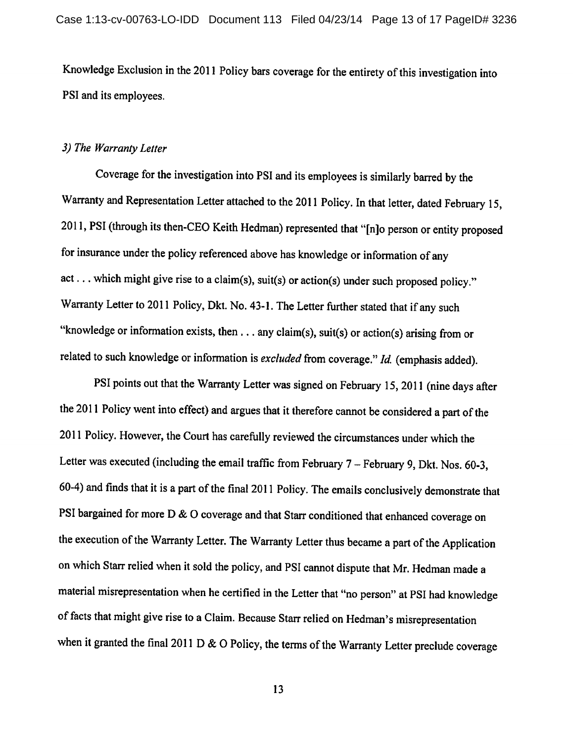Knowledge Exclusion in the 2011 Policy bars coverage for the entirety of this investigation into PSI and its employees.

### *3) The Warranty Letter*

Coverage for the investigation into PSI and its employees is similarly barred by the Warranty and Representation Letter attached to the 2011 Policy. In that letter, dated February 15, 2011, PSI (through its then-CEO Keith Hedman) represented that "[n]o person or entity proposed for insurance under the policy referenced above has knowledge or information of any act . . . which might give rise to a claim(s), suit(s) or action(s) under such proposed policy." Warranty Letter to 2011 Policy, Dkt. No. 43-1. The Letter further stated that if any such "knowledge or information exists, then . . . any claim(s), suit(s) or action(s) arising from or related to such knowledge or information is *excluded* from coverage." *Id.* (emphasis added).

PSI points out that the Warranty Letter was signed on February 15, 2011 (nine days after the 2011 Policy went into effect) and argues that it therefore cannot be considered a part of the 2011 Policy. However, the Court has carefully reviewed the circumstances under which the Letter was executed (including the email traffic from February 7 – February 9, Dkt. Nos. 60-3, 60-4) and finds that it is a part of the final 2011 Policy. The emails conclusively demonstrate that PSI bargained for more D & O coverage and that Starr conditioned that enhanced coverage on the execution of the Warranty Letter. The Warranty Letter thus became a part of the Application on which Starr relied when it sold the policy, and PSI cannot dispute that Mr. Hedman made a material misrepresentation when he certified in the Letter that "no person" at PSI had knowledge of facts that might give rise to a Claim. Because Starr relied on Hedman's misrepresentation when it granted the final 2011 D & O Policy, the terms of the Warranty Letter preclude coverage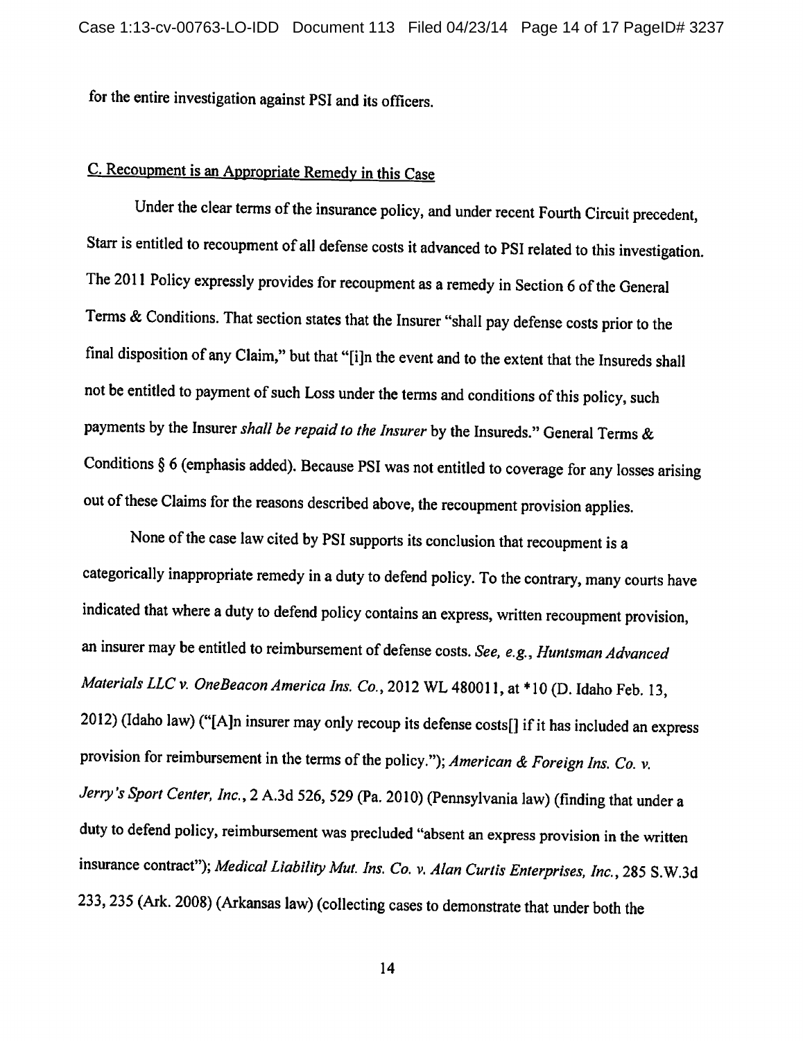for the entire investigation against PSI and its officers.

C. Recoupment is an Appropriate Remedy in this Case

Under the clear terms of the insurance policy, and under recent Fourth Circuit precedent, Starr is entitled to recoupment of all defense costs it advanced to PSI related to this investigation. The 2011 Policy expressly provides for recoupment as a remedy in Section 6 of the General Terms & Conditions. That section states that the Insurer "shall pay defense costs prior to the final disposition of any Claim," but that "[i]n the event and to the extent that the Insureds shall not be entitled to payment of such Loss under the terms and conditions of this policy, such payments by the Insurer *shall be repaid to the Insurer* by the Insureds." General Terms & Conditions § 6 (emphasis added). Because PSI was not entitled to coverage for any losses arising out of these Claims for the reasons described above, the recoupment provision applies.

None of the case law cited by PSI supports its conclusion that recoupment is a categorically inappropriate remedy in a duty to defend policy. To the contrary, many courts have indicated that where a duty to defend policy contains an express, written recoupment provision, an insurer may be entitled to reimbursement of defense costs. *See, e.g., Huntsman Advanced Materials LLC v. OneBeacon America Ins. Co.*, 2012 WL 480011, at *10 (D. Idaho Feb. 13, 2012) (Idaho law) ("[A]n insurer may only recoup its defense costs[] if it has included an express provision for reimbursement in the terms of the policy."); *American & Foreign Ins. Co. v. Jerry's Sport Center, Inc.*, 2 A.3d 526, 529 (Pa. 2010) (Pennsylvania law) (finding that under a duty to defend policy, reimbursement was precluded "absent an express provision in the written insurance contract"); *Medical Liability Mut. Ins. Co. v. Alan Curtis Enterprises, Inc.*, 285 S.W.3d 233, 235 (Ark. 2008) (Arkansas law) (collecting cases to demonstrate that under both the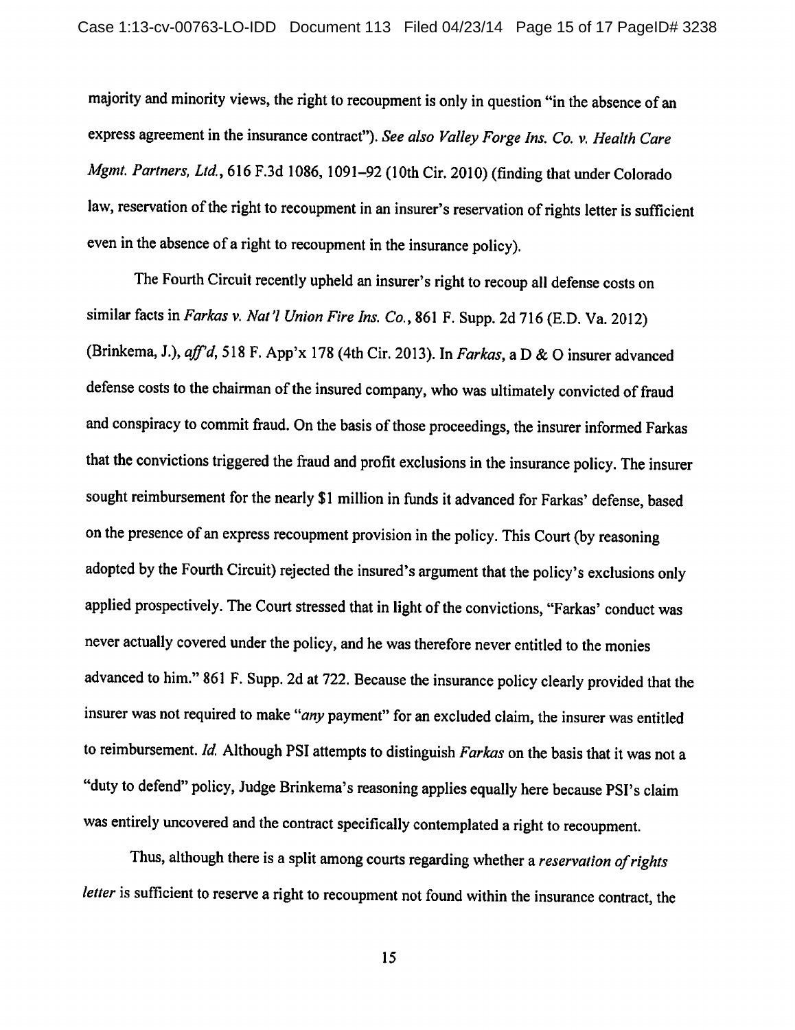majority and minority views, the right to recoupment is only in question "in the absence of an express agreement in the insurance contract"). *See also Valley Forge Ins. Co. v. Health Care Mgmt. Partners, Ltd.*, 616 F.3d 1086, 1091–92 (10th Cir. 2010) (finding that under Colorado law, reservation of the right to recoupment in an insurer's reservation of rights letter is sufficient even in the absence of a right to recoupment in the insurance policy).

The Fourth Circuit recently upheld an insurer's right to recoup all defense costs on similar facts in *Farkas v. Nat'l Union Fire Ins. Co.*, 861 F. Supp. 2d 716 (E.D. Va. 2012) (Brinkema, J.), *aff'd*, 518 F. App'x 178 (4th Cir. 2013). In *Farkas*, a D & O insurer advanced defense costs to the chairman of the insured company, who was ultimately convicted of fraud and conspiracy to commit fraud. On the basis of those proceedings, the insurer informed Farkas that the convictions triggered the fraud and profit exclusions in the insurance policy. The insurer sought reimbursement for the nearly $1 million in funds it advanced for Farkas' defense, based on the presence of an express recoupment provision in the policy. This Court (by reasoning adopted by the Fourth Circuit) rejected the insured's argument that the policy's exclusions only applied prospectively. The Court stressed that in light of the convictions, "Farkas' conduct was never actually covered under the policy, and he was therefore never entitled to the monies advanced to him." 861 F. Supp. 2d at 722. Because the insurance policy clearly provided that the insurer was not required to make "*any* payment" for an excluded claim, the insurer was entitled to reimbursement. *Id.* Although PSI attempts to distinguish *Farkas* on the basis that it was not a "duty to defend" policy, Judge Brinkema's reasoning applies equally here because PSI's claim was entirely uncovered and the contract specifically contemplated a right to recoupment.

Thus, although there is a split among courts regarding whether a *reservation of rights letter* is sufficient to reserve a right to recoupment not found within the insurance contract, the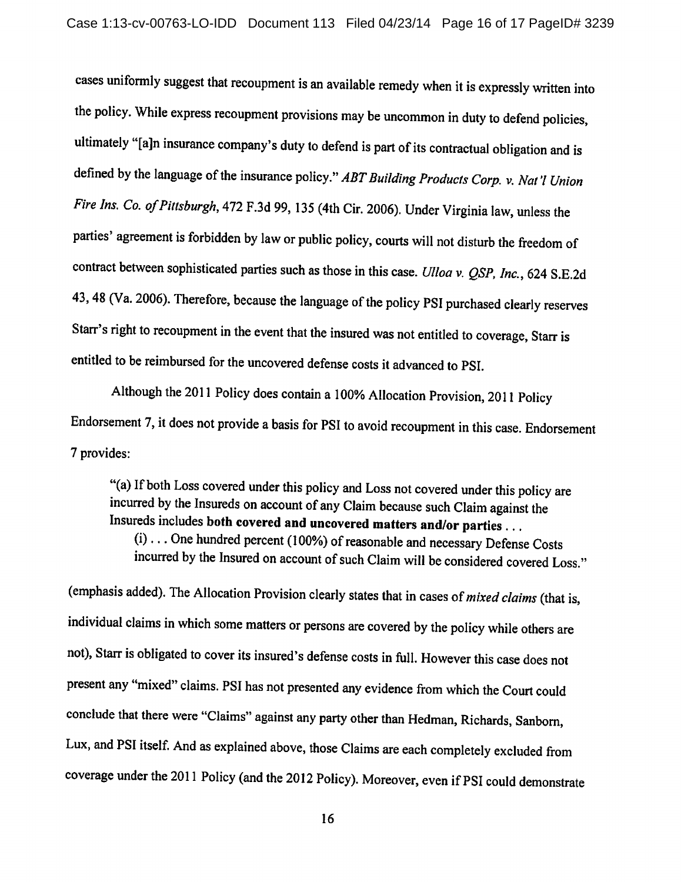cases uniformly suggest that recoupment is an available remedy when it is expressly written into the policy. While express recoupment provisions may be uncommon in duty to defend policies, ultimately "[a]n insurance company's duty to defend is part of its contractual obligation and is defined by the language of the insurance policy." *ABT Building Products Corp. v. Nat'l Union Fire Ins. Co. of Pittsburgh*, 472 F.3d 99, 135 (4th Cir. 2006). Under Virginia law, unless the parties' agreement is forbidden by law or public policy, courts will not disturb the freedom of contract between sophisticated parties such as those in this case. *Ulloa v. QSP, Inc.*, 624 S.E.2d 43, 48 (Va. 2006). Therefore, because the language of the policy PSI purchased clearly reserves Starr's right to recoupment in the event that the insured was not entitled to coverage, Starr is entitled to be reimbursed for the uncovered defense costs it advanced to PSI.

Although the 2011 Policy does contain a 100% Allocation Provision, 2011 Policy Endorsement 7, it does not provide a basis for PSI to avoid recoupment in this case. Endorsement 7 provides:

> "(a) If both Loss covered under this policy and Loss not covered under this policy are incurred by the Insureds on account of any Claim because such Claim against the Insureds includes **both covered and uncovered matters and/or parties** . . .
> (i) . . . One hundred percent (100%) of reasonable and necessary Defense Costs incurred by the Insured on account of such Claim will be considered covered Loss."

(emphasis added). The Allocation Provision clearly states that in cases of *mixed claims* (that is, individual claims in which some matters or persons are covered by the policy while others are not), Starr is obligated to cover its insured's defense costs in full. However this case does not present any "mixed" claims. PSI has not presented any evidence from which the Court could conclude that there were "Claims" against any party other than Hedman, Richards, Sanborn, Lux, and PSI itself. And as explained above, those Claims are each completely excluded from coverage under the 2011 Policy (and the 2012 Policy). Moreover, even if PSI could demonstrate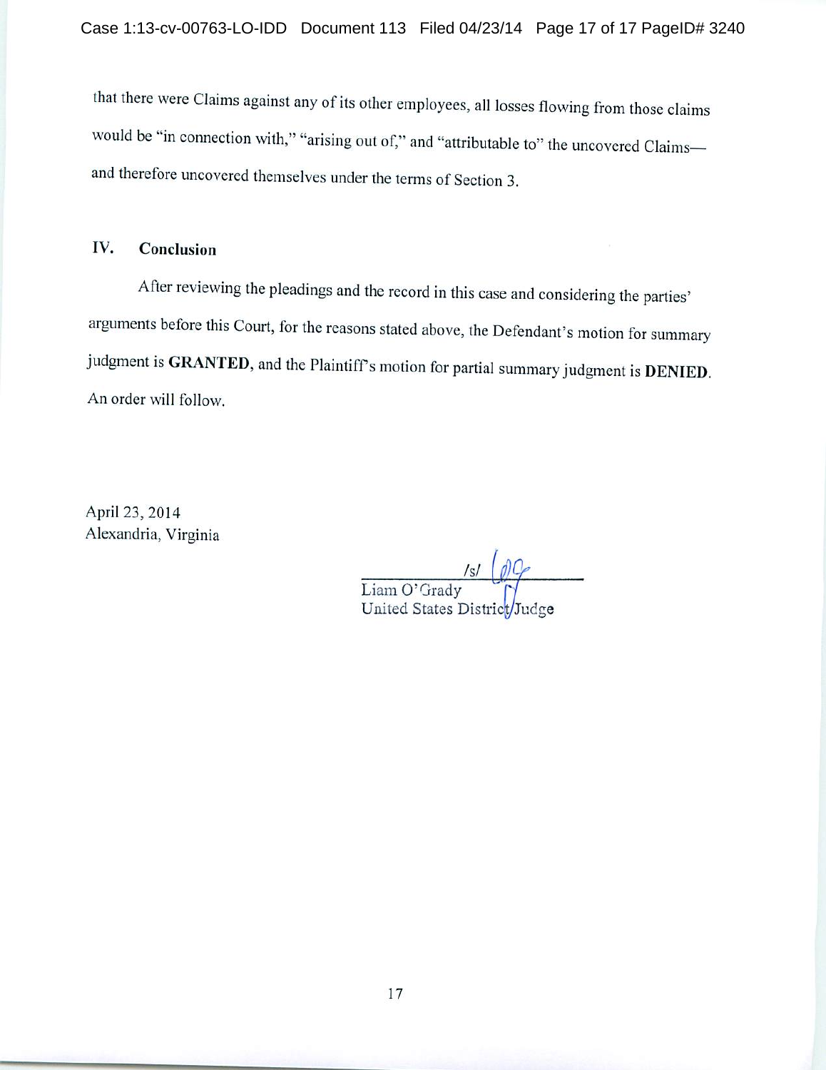that there were Claims against any of its other employees, all losses flowing from those claims would be "in connection with," "arising out of," and "attributable to" the uncovered Claims—and therefore uncovered themselves under the terms of Section 3.

## IV. Conclusion

After reviewing the pleadings and the record in this case and considering the parties' arguments before this Court, for the reasons stated above, the Defendant's motion for summary judgment is **GRANTED**, and the Plaintiff's motion for partial summary judgment is **DENIED**. An order will follow.

April 23, 2014
Alexandria, Virginia

/s/
Liam O'Grady
United States District Judge